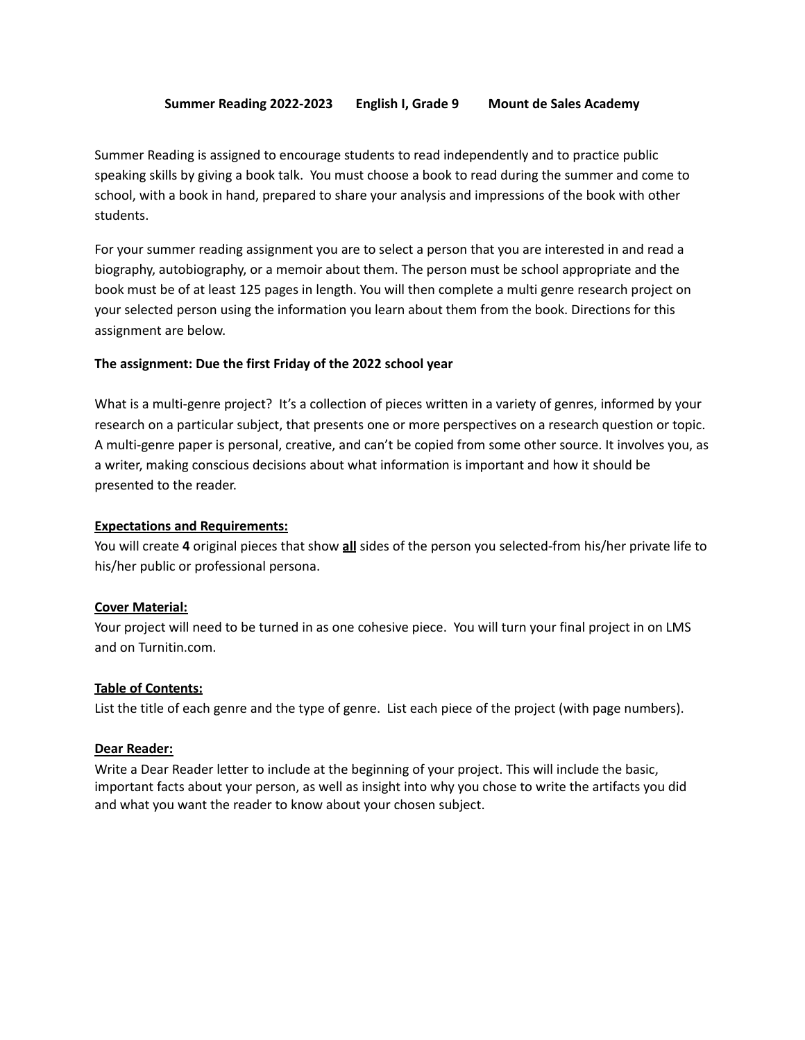**Summer Reading 2022-2023 English I, Grade 9 Mount de Sales Academy**

Summer Reading is assigned to encourage students to read independently and to practice public speaking skills by giving a book talk. You must choose a book to read during the summer and come to school, with a book in hand, prepared to share your analysis and impressions of the book with other students.

For your summer reading assignment you are to select a person that you are interested in and read a biography, autobiography, or a memoir about them. The person must be school appropriate and the book must be of at least 125 pages in length. You will then complete a multi genre research project on your selected person using the information you learn about them from the book. Directions for this assignment are below.

**The assignment: Due the first Friday of the 2022 school year**

What is a multi-genre project? It's a collection of pieces written in a variety of genres, informed by your research on a particular subject, that presents one or more perspectives on a research question or topic. A multi-genre paper is personal, creative, and can't be copied from some other source. It involves you, as a writer, making conscious decisions about what information is important and how it should be presented to the reader.

**Expectations and Requirements:**

You will create **4** original pieces that show **all** sides of the person you selected-from his/her private life to his/her public or professional persona.

**Cover Material:**

Your project will need to be turned in as one cohesive piece. You will turn your final project in on LMS and on Turnitin.com.

**Table of Contents:**

List the title of each genre and the type of genre. List each piece of the project (with page numbers).

**Dear Reader:**

Write a Dear Reader letter to include at the beginning of your project. This will include the basic, important facts about your person, as well as insight into why you chose to write the artifacts you did and what you want the reader to know about your chosen subject.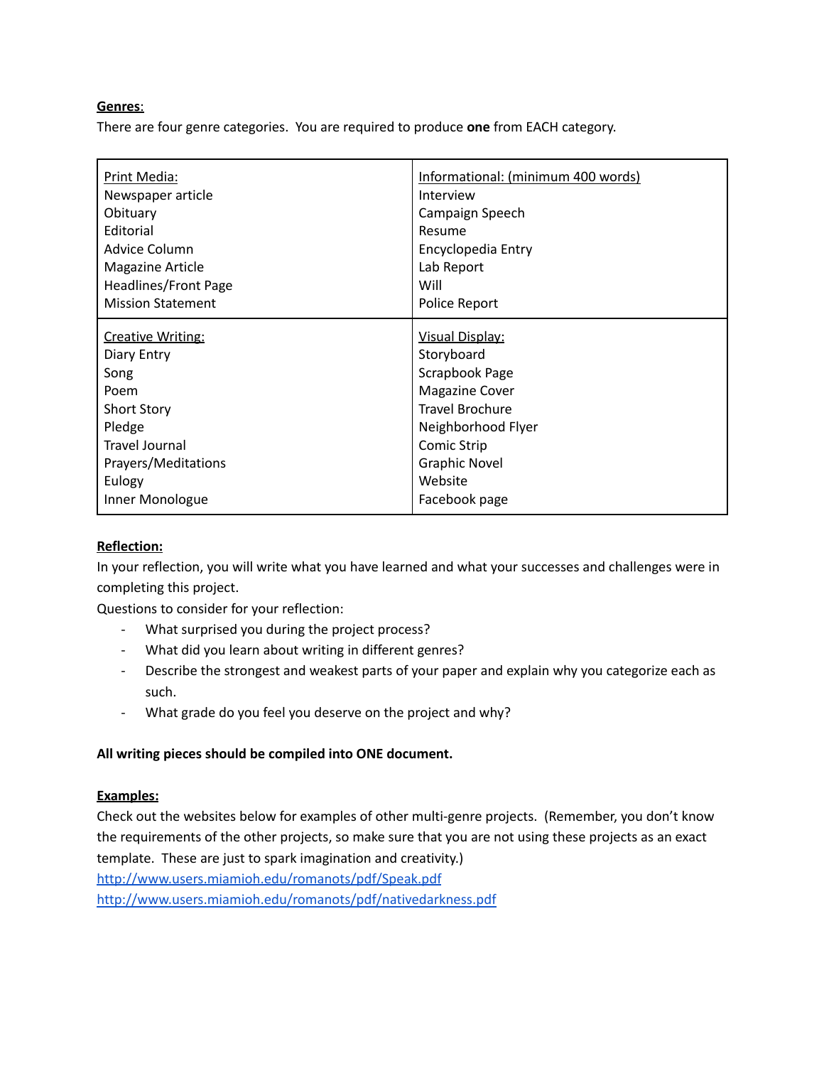**Genres**:

There are four genre categories. You are required to produce **one** from EACH category.

| Print Media: | Informational: (minimum 400 words) |
|---|---|
| Newspaper article<br>Obituary<br>Editorial<br>Advice Column<br>Magazine Article<br>Headlines/Front Page<br>Mission Statement | Interview<br>Campaign Speech<br>Resume<br>Encyclopedia Entry<br>Lab Report<br>Will<br>Police Report |
| Creative Writing: | Visual Display: |
| Diary Entry<br>Song<br>Poem<br>Short Story<br>Pledge<br>Travel Journal<br>Prayers/Meditations<br>Eulogy<br>Inner Monologue | Storyboard<br>Scrapbook Page<br>Magazine Cover<br>Travel Brochure<br>Neighborhood Flyer<br>Comic Strip<br>Graphic Novel<br>Website<br>Facebook page |

**Reflection:**

In your reflection, you will write what you have learned and what your successes and challenges were in completing this project.

Questions to consider for your reflection:

- What surprised you during the project process?
- What did you learn about writing in different genres?
- Describe the strongest and weakest parts of your paper and explain why you categorize each as such.
- What grade do you feel you deserve on the project and why?

**All writing pieces should be compiled into ONE document.**

**Examples:**

Check out the websites below for examples of other multi-genre projects. (Remember, you don't know the requirements of the other projects, so make sure that you are not using these projects as an exact template. These are just to spark imagination and creativity.)

http://www.users.miamioh.edu/romanots/pdf/Speak.pdf

http://www.users.miamioh.edu/romanots/pdf/nativedarkness.pdf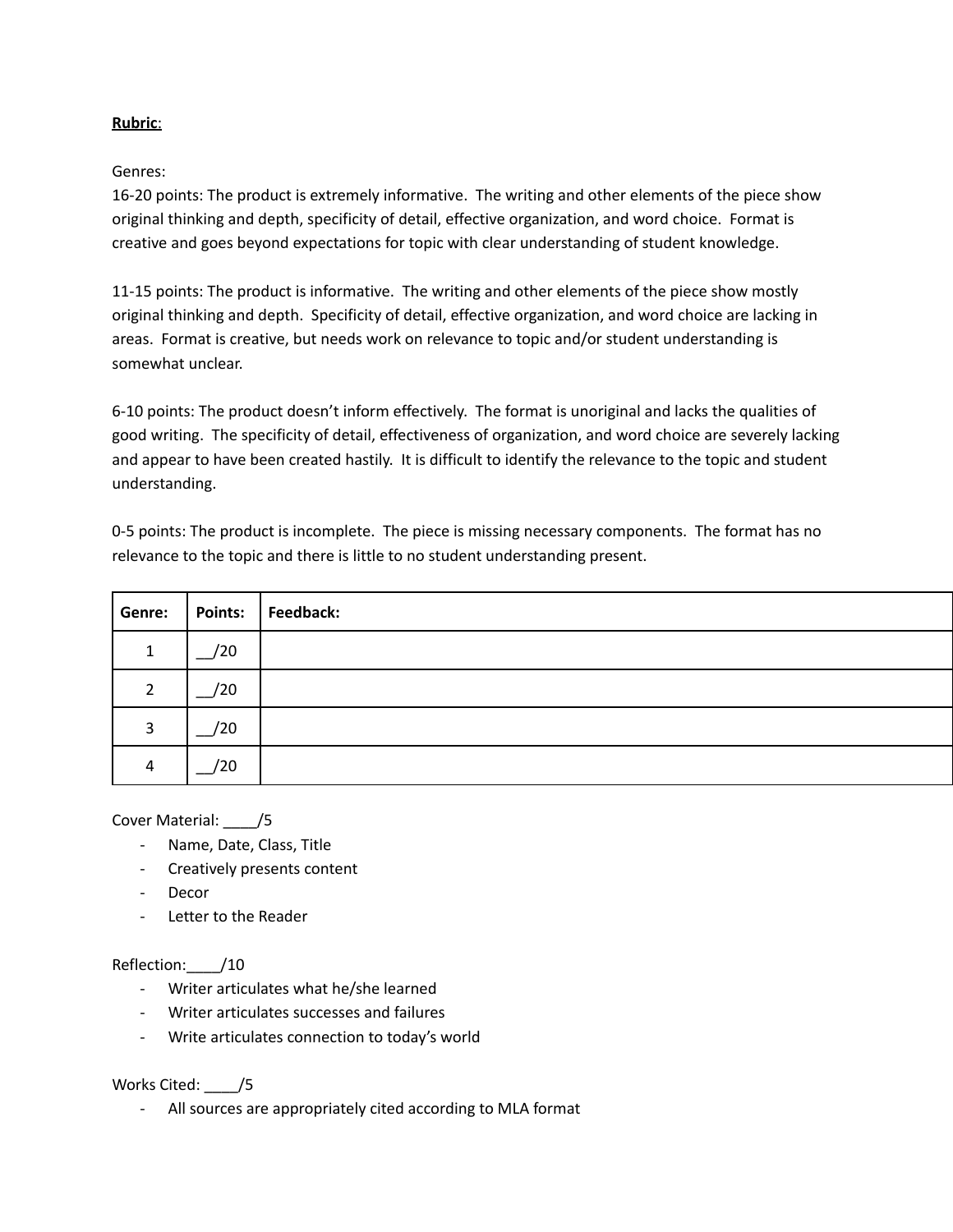**<u>Rubric</u>:**

Genres:

16-20 points: The product is extremely informative. The writing and other elements of the piece show original thinking and depth, specificity of detail, effective organization, and word choice. Format is creative and goes beyond expectations for topic with clear understanding of student knowledge.

11-15 points: The product is informative. The writing and other elements of the piece show mostly original thinking and depth. Specificity of detail, effective organization, and word choice are lacking in areas. Format is creative, but needs work on relevance to topic and/or student understanding is somewhat unclear.

6-10 points: The product doesn't inform effectively. The format is unoriginal and lacks the qualities of good writing. The specificity of detail, effectiveness of organization, and word choice are severely lacking and appear to have been created hastily. It is difficult to identify the relevance to the topic and student understanding.

0-5 points: The product is incomplete. The piece is missing necessary components. The format has no relevance to the topic and there is little to no student understanding present.

| **Genre:** | **Points:** | **Feedback:** |
|---|---|---|
| 1 | __/20 | |
| 2 | __/20 | |
| 3 | __/20 | |
| 4 | __/20 | |

Cover Material: ____/5

- Name, Date, Class, Title
- Creatively presents content
- Decor
- Letter to the Reader

Reflection:____/10

- Writer articulates what he/she learned
- Writer articulates successes and failures
- Write articulates connection to today's world

Works Cited: ____/5

- All sources are appropriately cited according to MLA format